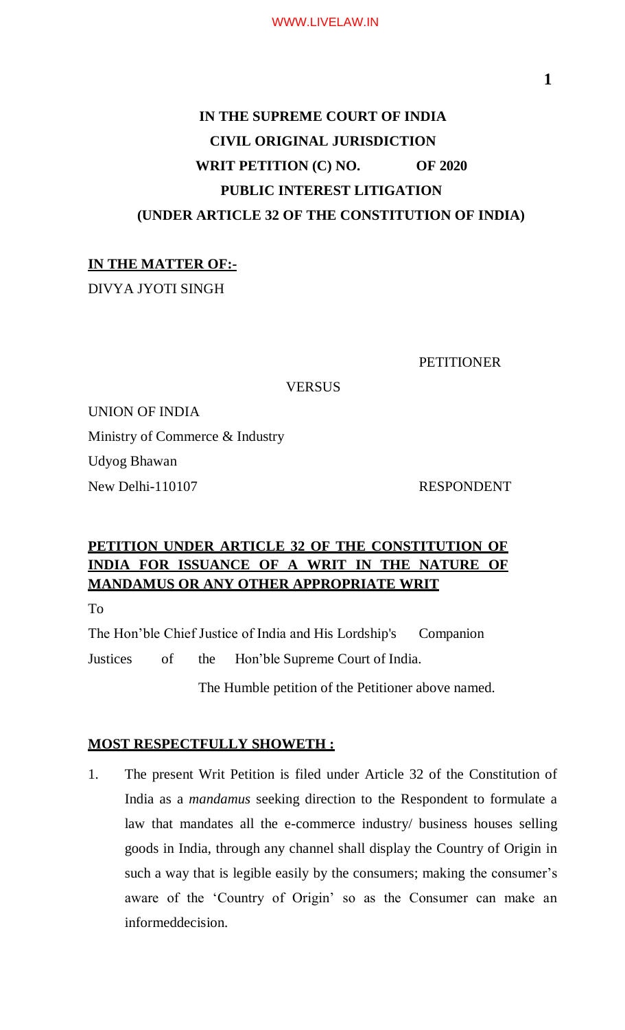**IN THE SUPREME COURT OF INDIA**
**CIVIL ORIGINAL JURISDICTION**
**WRIT PETITION (C) NO. OF 2020**
**PUBLIC INTEREST LITIGATION**
**(UNDER ARTICLE 32 OF THE CONSTITUTION OF INDIA)**

**IN THE MATTER OF:-**

DIVYA JYOTI SINGH

PETITIONER

VERSUS

UNION OF INDIA
Ministry of Commerce & Industry
Udyog Bhawan
New Delhi-110107

RESPONDENT

**PETITION UNDER ARTICLE 32 OF THE CONSTITUTION OF INDIA FOR ISSUANCE OF A WRIT IN THE NATURE OF MANDAMUS OR ANY OTHER APPROPRIATE WRIT**

To

The Hon'ble Chief Justice of India and His Lordship's Companion Justices of the Hon'ble Supreme Court of India.

The Humble petition of the Petitioner above named.

**MOST RESPECTFULLY SHOWETH :**

1. The present Writ Petition is filed under Article 32 of the Constitution of India as a *mandamus* seeking direction to the Respondent to formulate a law that mandates all the e-commerce industry/ business houses selling goods in India, through any channel shall display the Country of Origin in such a way that is legible easily by the consumers; making the consumer's aware of the 'Country of Origin' so as the Consumer can make an informeddecision.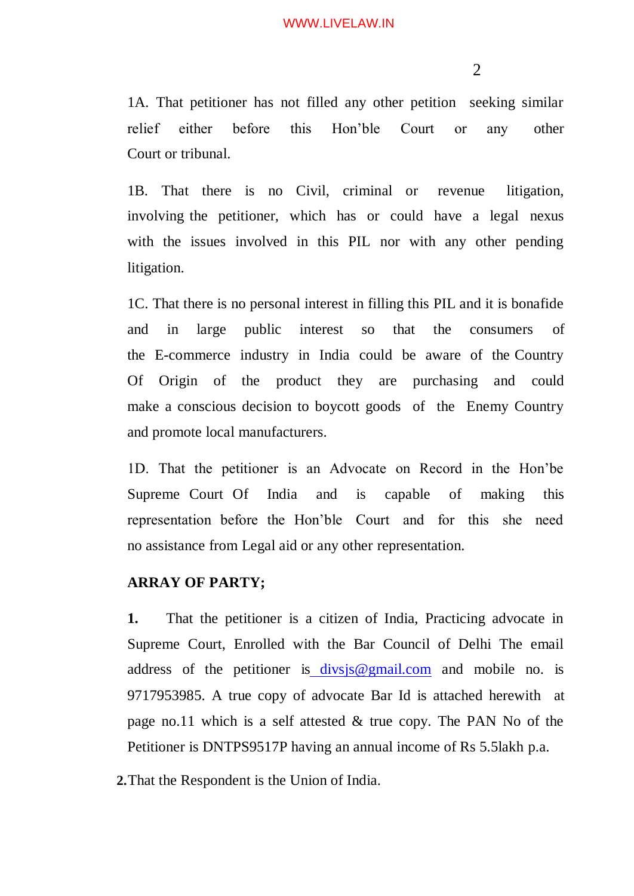1A. That petitioner has not filled any other petition seeking similar relief either before this Hon'ble Court or any other Court or tribunal.

1B. That there is no Civil, criminal or revenue litigation, involving the petitioner, which has or could have a legal nexus with the issues involved in this PIL nor with any other pending litigation.

1C. That there is no personal interest in filling this PIL and it is bonafide and in large public interest so that the consumers of the E-commerce industry in India could be aware of the Country Of Origin of the product they are purchasing and could make a conscious decision to boycott goods of the Enemy Country and promote local manufacturers.

1D. That the petitioner is an Advocate on Record in the Hon'be Supreme Court Of India and is capable of making this representation before the Hon'ble Court and for this she need no assistance from Legal aid or any other representation.

**ARRAY OF PARTY;**

**1.** That the petitioner is a citizen of India, Practicing advocate in Supreme Court, Enrolled with the Bar Council of Delhi The email address of the petitioner is divsjs@gmail.com and mobile no. is 9717953985. A true copy of advocate Bar Id is attached herewith at page no.11 which is a self attested & true copy. The PAN No of the Petitioner is DNTPS9517P having an annual income of Rs 5.5lakh p.a.

**2.** That the Respondent is the Union of India.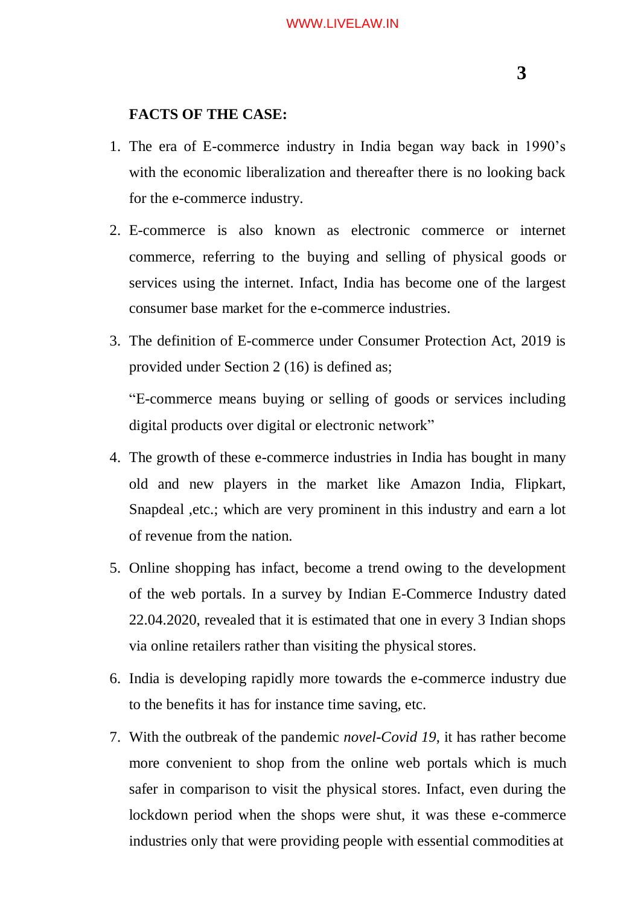**FACTS OF THE CASE:**

1. The era of E-commerce industry in India began way back in 1990's with the economic liberalization and thereafter there is no looking back for the e-commerce industry.

2. E-commerce is also known as electronic commerce or internet commerce, referring to the buying and selling of physical goods or services using the internet. Infact, India has become one of the largest consumer base market for the e-commerce industries.

3. The definition of E-commerce under Consumer Protection Act, 2019 is provided under Section 2 (16) is defined as;

   "E-commerce means buying or selling of goods or services including digital products over digital or electronic network"

4. The growth of these e-commerce industries in India has bought in many old and new players in the market like Amazon India, Flipkart, Snapdeal ,etc.; which are very prominent in this industry and earn a lot of revenue from the nation.

5. Online shopping has infact, become a trend owing to the development of the web portals. In a survey by Indian E-Commerce Industry dated 22.04.2020, revealed that it is estimated that one in every 3 Indian shops via online retailers rather than visiting the physical stores.

6. India is developing rapidly more towards the e-commerce industry due to the benefits it has for instance time saving, etc.

7. With the outbreak of the pandemic *novel-Covid 19*, it has rather become more convenient to shop from the online web portals which is much safer in comparison to visit the physical stores. Infact, even during the lockdown period when the shops were shut, it was these e-commerce industries only that were providing people with essential commodities at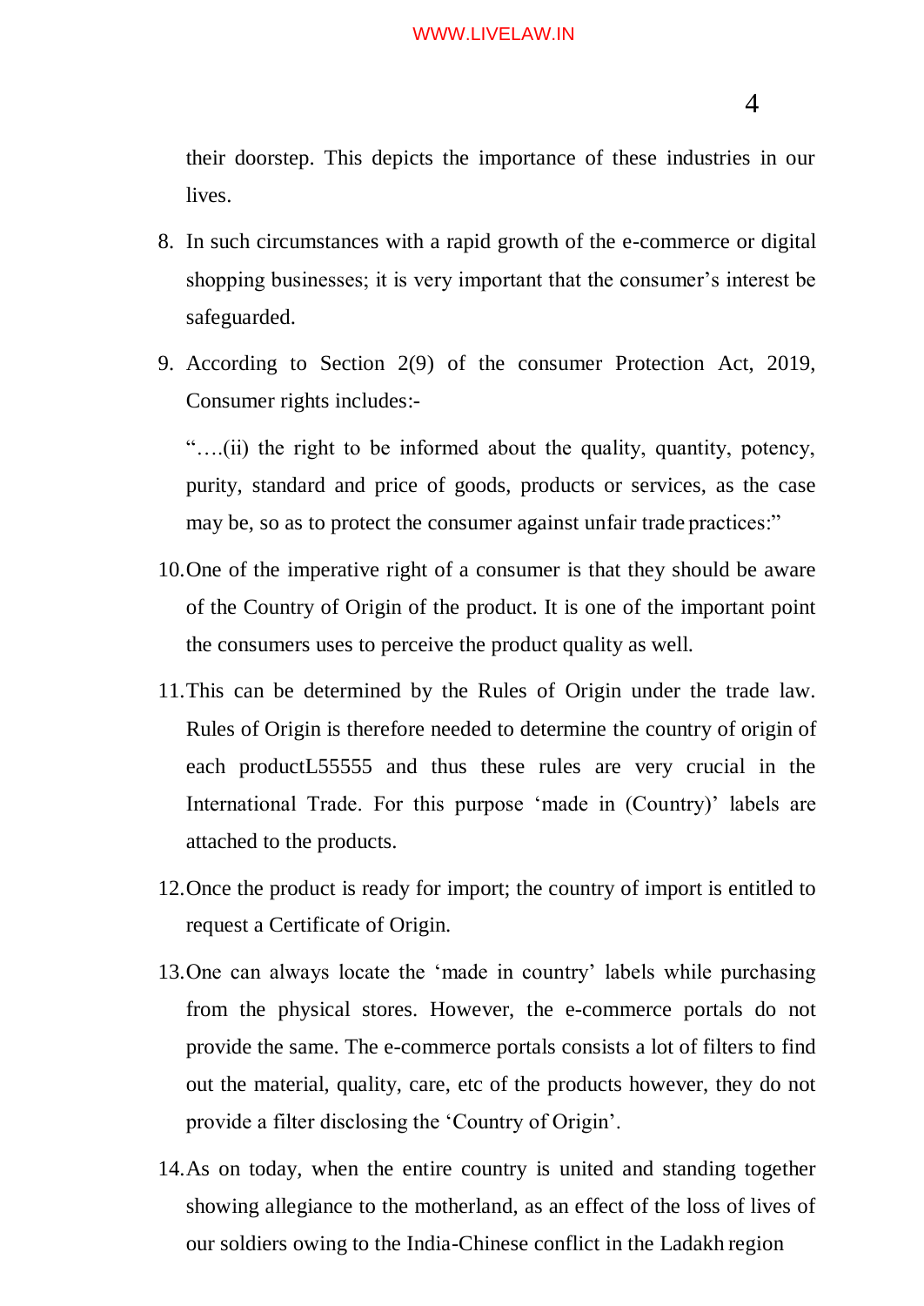their doorstep. This depicts the importance of these industries in our lives.

8. In such circumstances with a rapid growth of the e-commerce or digital shopping businesses; it is very important that the consumer's interest be safeguarded.

9. According to Section 2(9) of the consumer Protection Act, 2019, Consumer rights includes:-

   "….(ii) the right to be informed about the quality, quantity, potency, purity, standard and price of goods, products or services, as the case may be, so as to protect the consumer against unfair trade practices:"

10. One of the imperative right of a consumer is that they should be aware of the Country of Origin of the product. It is one of the important point the consumers uses to perceive the product quality as well.

11. This can be determined by the Rules of Origin under the trade law. Rules of Origin is therefore needed to determine the country of origin of each productL55555 and thus these rules are very crucial in the International Trade. For this purpose 'made in (Country)' labels are attached to the products.

12. Once the product is ready for import; the country of import is entitled to request a Certificate of Origin.

13. One can always locate the 'made in country' labels while purchasing from the physical stores. However, the e-commerce portals do not provide the same. The e-commerce portals consists a lot of filters to find out the material, quality, care, etc of the products however, they do not provide a filter disclosing the 'Country of Origin'.

14. As on today, when the entire country is united and standing together showing allegiance to the motherland, as an effect of the loss of lives of our soldiers owing to the India-Chinese conflict in the Ladakh region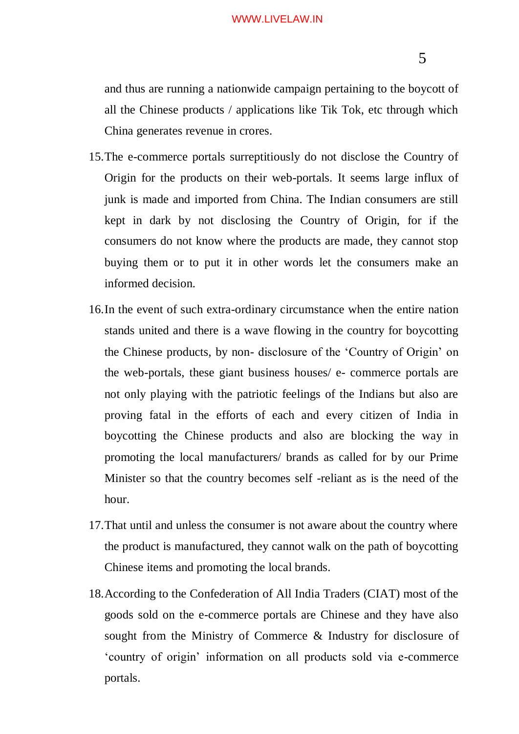and thus are running a nationwide campaign pertaining to the boycott of all the Chinese products / applications like Tik Tok, etc through which China generates revenue in crores.

15. The e-commerce portals surreptitiously do not disclose the Country of Origin for the products on their web-portals. It seems large influx of junk is made and imported from China. The Indian consumers are still kept in dark by not disclosing the Country of Origin, for if the consumers do not know where the products are made, they cannot stop buying them or to put it in other words let the consumers make an informed decision.

16. In the event of such extra-ordinary circumstance when the entire nation stands united and there is a wave flowing in the country for boycotting the Chinese products, by non- disclosure of the 'Country of Origin' on the web-portals, these giant business houses/ e- commerce portals are not only playing with the patriotic feelings of the Indians but also are proving fatal in the efforts of each and every citizen of India in boycotting the Chinese products and also are blocking the way in promoting the local manufacturers/ brands as called for by our Prime Minister so that the country becomes self -reliant as is the need of the hour.

17. That until and unless the consumer is not aware about the country where the product is manufactured, they cannot walk on the path of boycotting Chinese items and promoting the local brands.

18. According to the Confederation of All India Traders (CIAT) most of the goods sold on the e-commerce portals are Chinese and they have also sought from the Ministry of Commerce & Industry for disclosure of 'country of origin' information on all products sold via e-commerce portals.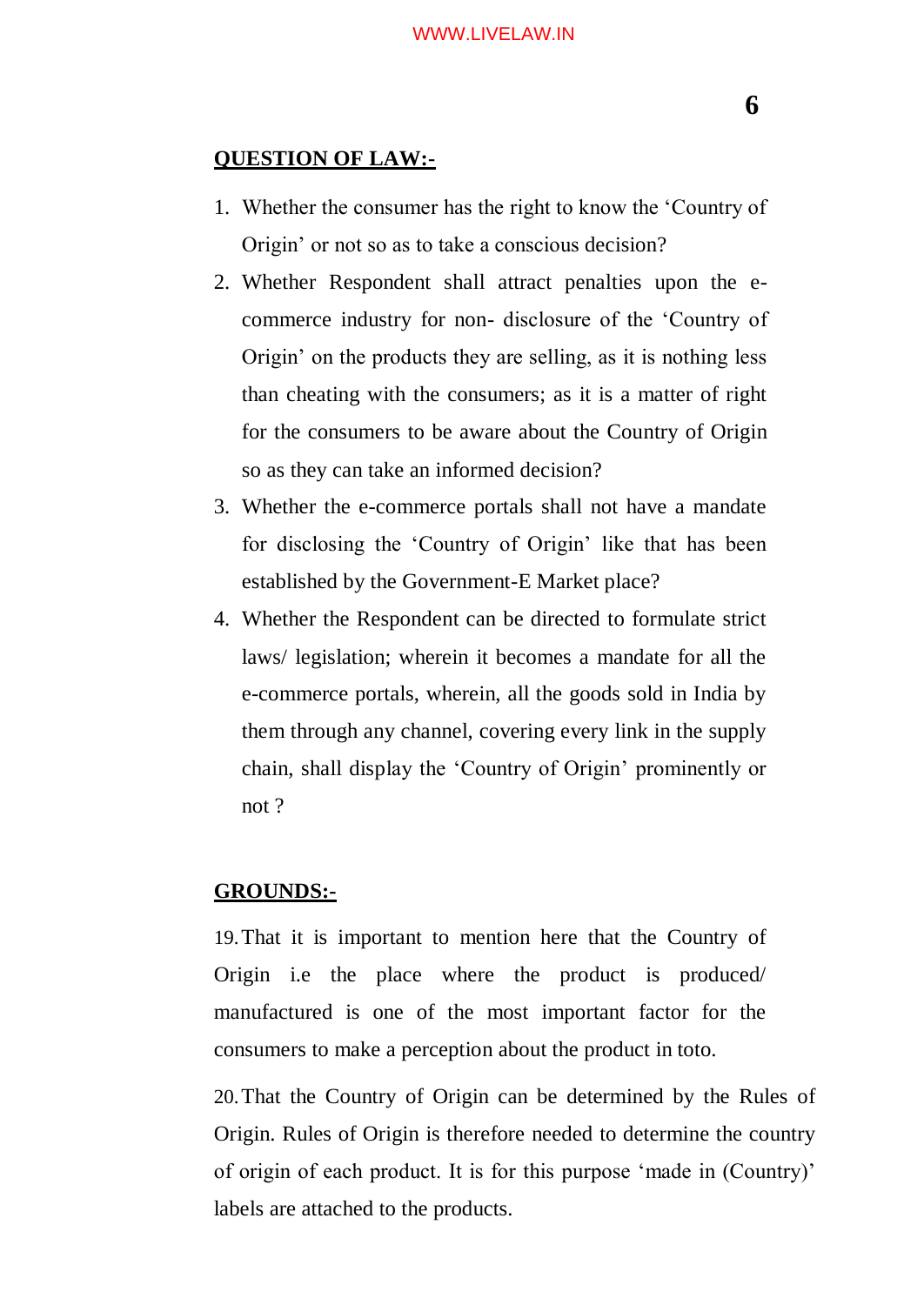**QUESTION OF LAW:-**

1. Whether the consumer has the right to know the 'Country of Origin' or not so as to take a conscious decision?
2. Whether Respondent shall attract penalties upon the e-commerce industry for non- disclosure of the 'Country of Origin' on the products they are selling, as it is nothing less than cheating with the consumers; as it is a matter of right for the consumers to be aware about the Country of Origin so as they can take an informed decision?
3. Whether the e-commerce portals shall not have a mandate for disclosing the 'Country of Origin' like that has been established by the Government-E Market place?
4. Whether the Respondent can be directed to formulate strict laws/ legislation; wherein it becomes a mandate for all the e-commerce portals, wherein, all the goods sold in India by them through any channel, covering every link in the supply chain, shall display the 'Country of Origin' prominently or not ?

**GROUNDS:-**

19. That it is important to mention here that the Country of Origin i.e the place where the product is produced/ manufactured is one of the most important factor for the consumers to make a perception about the product in toto.

20. That the Country of Origin can be determined by the Rules of Origin. Rules of Origin is therefore needed to determine the country of origin of each product. It is for this purpose 'made in (Country)' labels are attached to the products.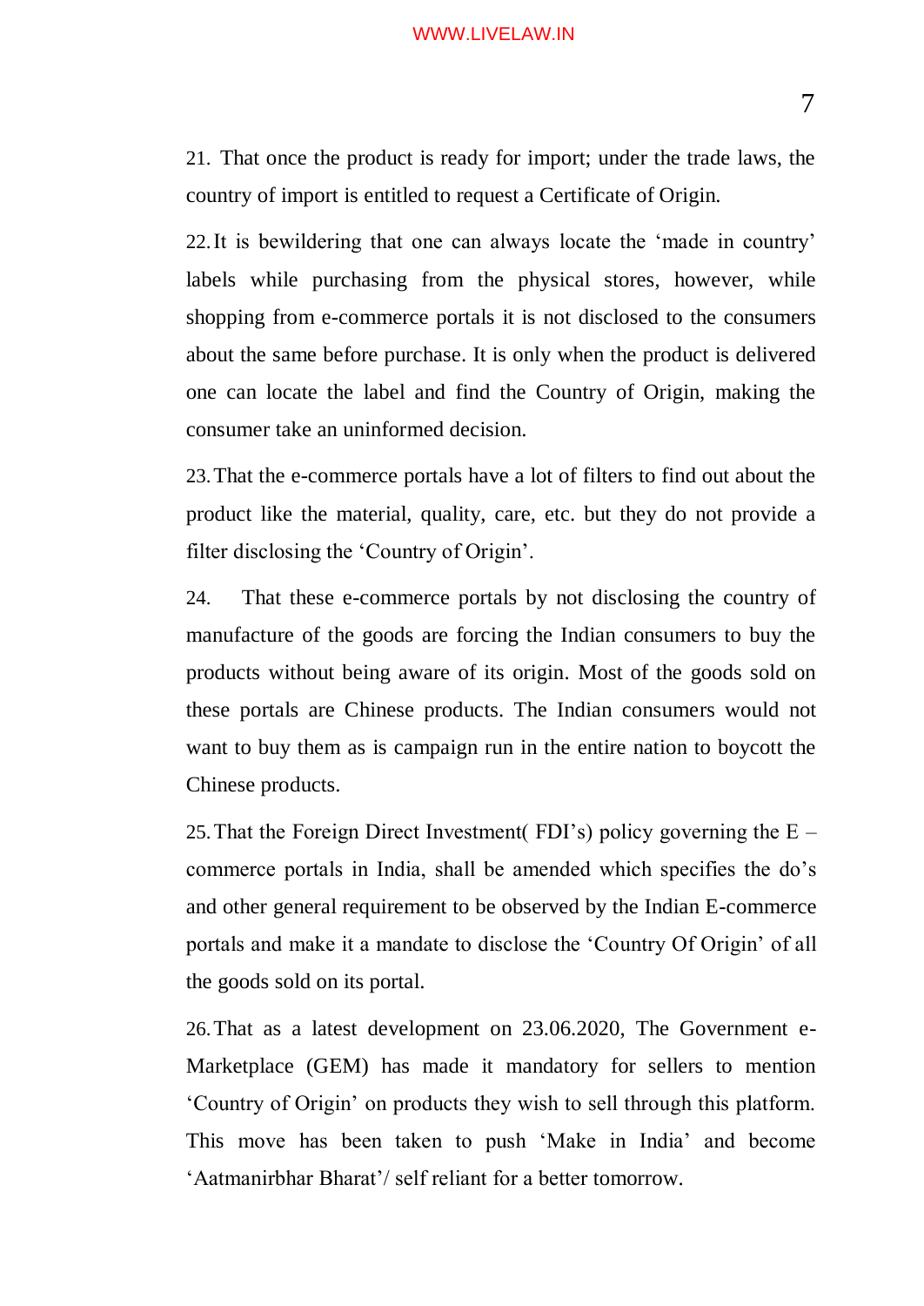21. That once the product is ready for import; under the trade laws, the country of import is entitled to request a Certificate of Origin.

22. It is bewildering that one can always locate the 'made in country' labels while purchasing from the physical stores, however, while shopping from e-commerce portals it is not disclosed to the consumers about the same before purchase. It is only when the product is delivered one can locate the label and find the Country of Origin, making the consumer take an uninformed decision.

23. That the e-commerce portals have a lot of filters to find out about the product like the material, quality, care, etc. but they do not provide a filter disclosing the 'Country of Origin'.

24. That these e-commerce portals by not disclosing the country of manufacture of the goods are forcing the Indian consumers to buy the products without being aware of its origin. Most of the goods sold on these portals are Chinese products. The Indian consumers would not want to buy them as is campaign run in the entire nation to boycott the Chinese products.

25. That the Foreign Direct Investment( FDI's) policy governing the E – commerce portals in India, shall be amended which specifies the do's and other general requirement to be observed by the Indian E-commerce portals and make it a mandate to disclose the 'Country Of Origin' of all the goods sold on its portal.

26. That as a latest development on 23.06.2020, The Government e-Marketplace (GEM) has made it mandatory for sellers to mention 'Country of Origin' on products they wish to sell through this platform. This move has been taken to push 'Make in India' and become 'Aatmanirbhar Bharat'/ self reliant for a better tomorrow.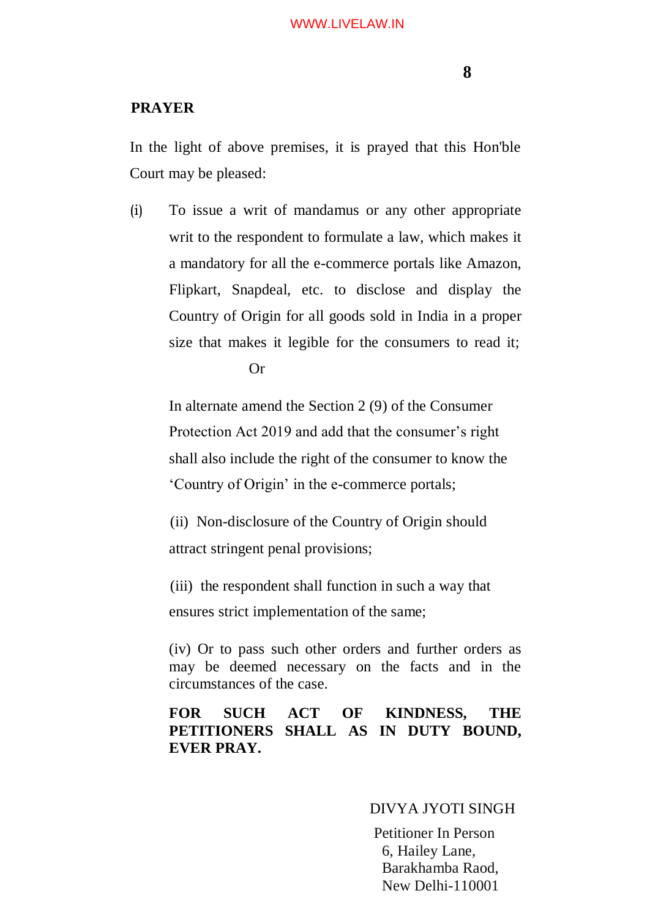## PRAYER

In the light of above premises, it is prayed that this Hon'ble Court may be pleased:

(i) To issue a writ of mandamus or any other appropriate writ to the respondent to formulate a law, which makes it a mandatory for all the e-commerce portals like Amazon, Flipkart, Snapdeal, etc. to disclose and display the Country of Origin for all goods sold in India in a proper size that makes it legible for the consumers to read it;

Or

In alternate amend the Section 2 (9) of the Consumer Protection Act 2019 and add that the consumer's right shall also include the right of the consumer to know the 'Country of Origin' in the e-commerce portals;

(ii) Non-disclosure of the Country of Origin should attract stringent penal provisions;

(iii) the respondent shall function in such a way that ensures strict implementation of the same;

(iv) Or to pass such other orders and further orders as may be deemed necessary on the facts and in the circumstances of the case.

**FOR SUCH ACT OF KINDNESS, THE PETITIONERS SHALL AS IN DUTY BOUND, EVER PRAY.**

DIVYA JYOTI SINGH

Petitioner In Person
6, Hailey Lane,
Barakhamba Raod,
New Delhi-110001